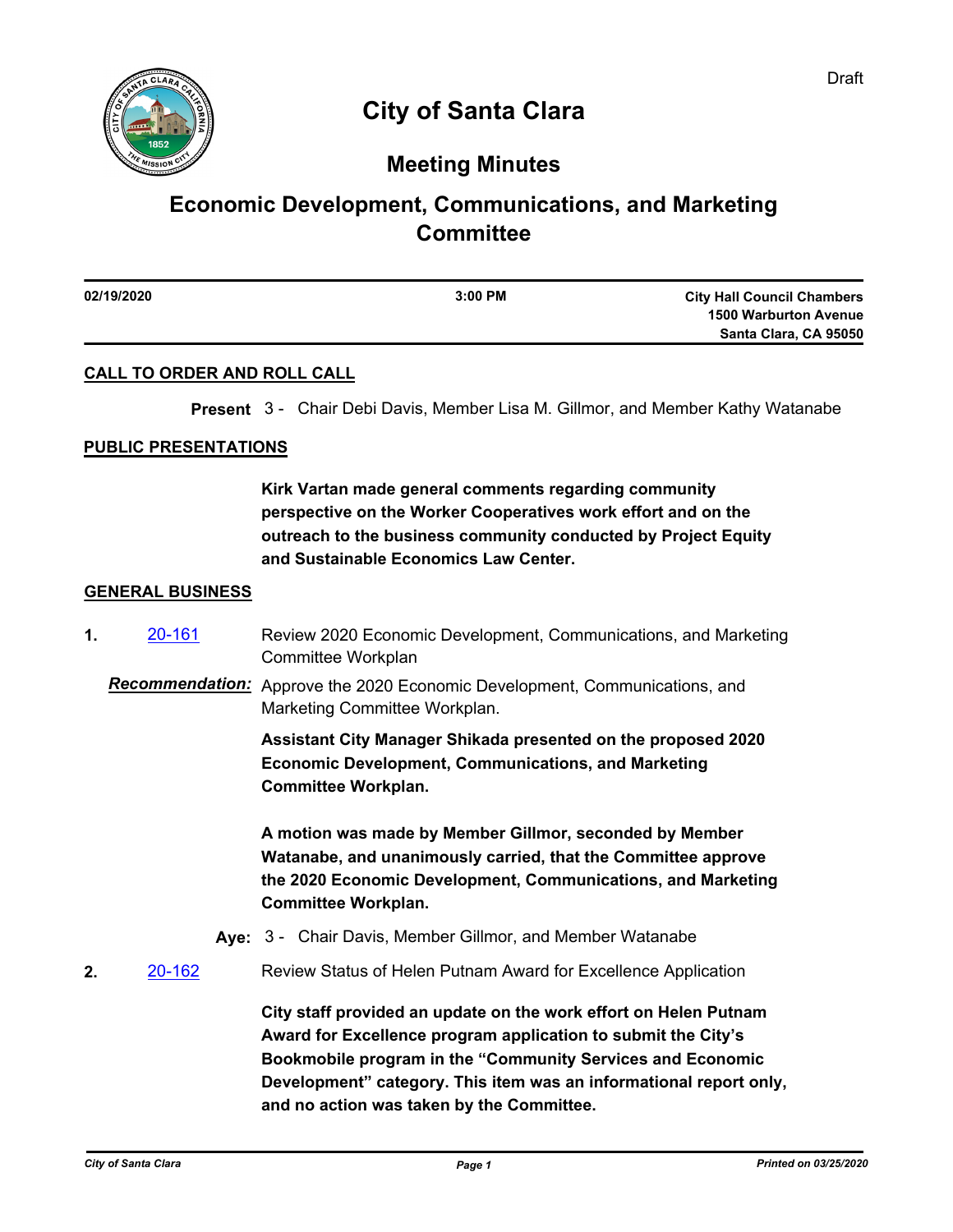Draft

# City of Santa Clara

## Meeting Minutes

## Economic Development, Communications, and Marketing Committee

| 02/19/2020 | 3:00 PM | City Hall Council Chambers<br>1500 Warburton Avenue<br>Santa Clara, CA 95050 |
|---|---|---|

### CALL TO ORDER AND ROLL CALL

**Present** 3 - Chair Debi Davis, Member Lisa M. Gillmor, and Member Kathy Watanabe

### PUBLIC PRESENTATIONS

**Kirk Vartan made general comments regarding community perspective on the Worker Cooperatives work effort and on the outreach to the business community conducted by Project Equity and Sustainable Economics Law Center.**

### GENERAL BUSINESS

**1.** [20-161](20-161) Review 2020 Economic Development, Communications, and Marketing Committee Workplan

***Recommendation:*** Approve the 2020 Economic Development, Communications, and Marketing Committee Workplan.

**Assistant City Manager Shikada presented on the proposed 2020 Economic Development, Communications, and Marketing Committee Workplan.**

**A motion was made by Member Gillmor, seconded by Member Watanabe, and unanimously carried, that the Committee approve the 2020 Economic Development, Communications, and Marketing Committee Workplan.**

**Aye:** 3 - Chair Davis, Member Gillmor, and Member Watanabe

**2.** [20-162](20-162) Review Status of Helen Putnam Award for Excellence Application

**City staff provided an update on the work effort on Helen Putnam Award for Excellence program application to submit the City's Bookmobile program in the "Community Services and Economic Development" category. This item was an informational report only, and no action was taken by the Committee.**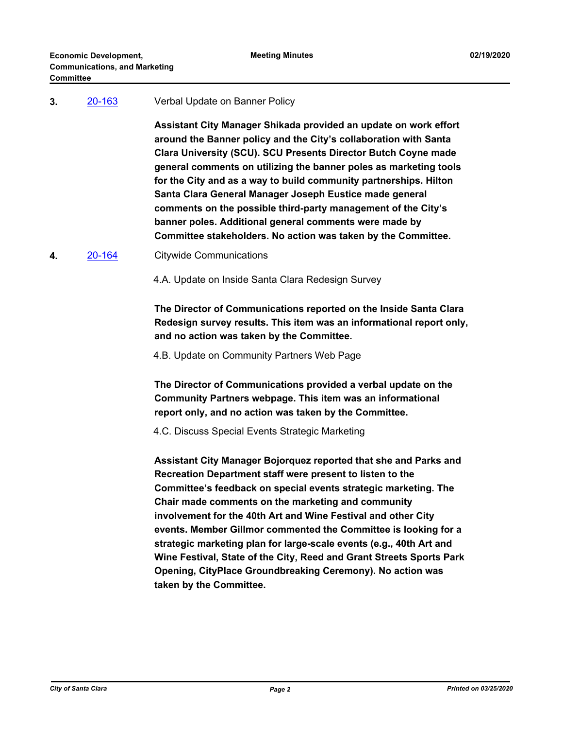**3.** 20-163 Verbal Update on Banner Policy

**Assistant City Manager Shikada provided an update on work effort around the Banner policy and the City's collaboration with Santa Clara University (SCU). SCU Presents Director Butch Coyne made general comments on utilizing the banner poles as marketing tools for the City and as a way to build community partnerships. Hilton Santa Clara General Manager Joseph Eustice made general comments on the possible third-party management of the City's banner poles. Additional general comments were made by Committee stakeholders. No action was taken by the Committee.**

**4.** 20-164 Citywide Communications

4.A. Update on Inside Santa Clara Redesign Survey

**The Director of Communications reported on the Inside Santa Clara Redesign survey results. This item was an informational report only, and no action was taken by the Committee.**

4.B. Update on Community Partners Web Page

**The Director of Communications provided a verbal update on the Community Partners webpage. This item was an informational report only, and no action was taken by the Committee.**

4.C. Discuss Special Events Strategic Marketing

**Assistant City Manager Bojorquez reported that she and Parks and Recreation Department staff were present to listen to the Committee's feedback on special events strategic marketing. The Chair made comments on the marketing and community involvement for the 40th Art and Wine Festival and other City events. Member Gillmor commented the Committee is looking for a strategic marketing plan for large-scale events (e.g., 40th Art and Wine Festival, State of the City, Reed and Grant Streets Sports Park Opening, CityPlace Groundbreaking Ceremony). No action was taken by the Committee.**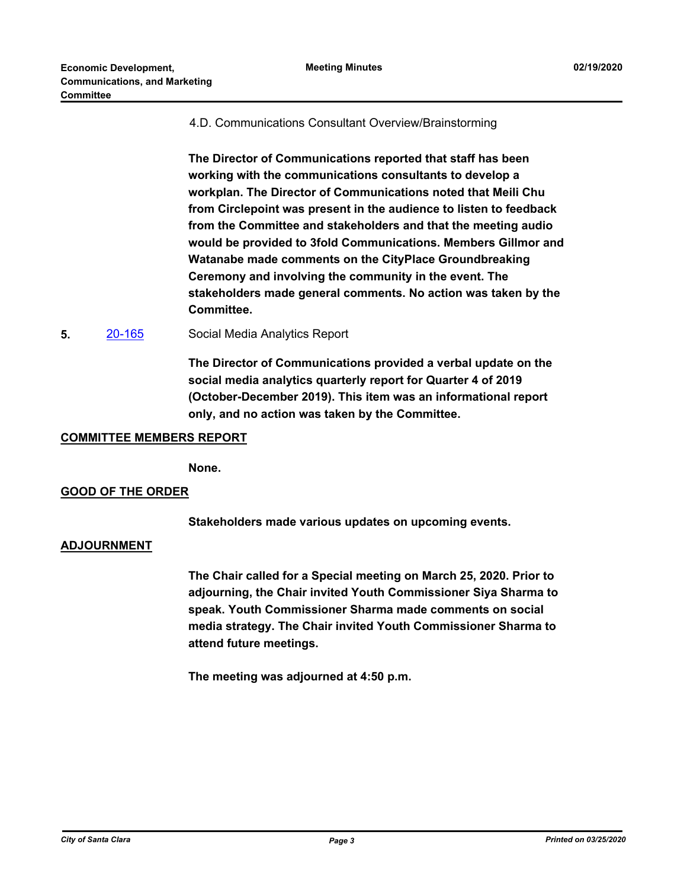4.D. Communications Consultant Overview/Brainstorming

**The Director of Communications reported that staff has been working with the communications consultants to develop a workplan. The Director of Communications noted that Meili Chu from Circlepoint was present in the audience to listen to feedback from the Committee and stakeholders and that the meeting audio would be provided to 3fold Communications. Members Gillmor and Watanabe made comments on the CityPlace Groundbreaking Ceremony and involving the community in the event. The stakeholders made general comments. No action was taken by the Committee.**

**5.** [20-165](20-165) Social Media Analytics Report

**The Director of Communications provided a verbal update on the social media analytics quarterly report for Quarter 4 of 2019 (October-December 2019). This item was an informational report only, and no action was taken by the Committee.**

## COMMITTEE MEMBERS REPORT

**None.**

## GOOD OF THE ORDER

**Stakeholders made various updates on upcoming events.**

## ADJOURNMENT

**The Chair called for a Special meeting on March 25, 2020. Prior to adjourning, the Chair invited Youth Commissioner Siya Sharma to speak. Youth Commissioner Sharma made comments on social media strategy. The Chair invited Youth Commissioner Sharma to attend future meetings.**

**The meeting was adjourned at 4:50 p.m.**